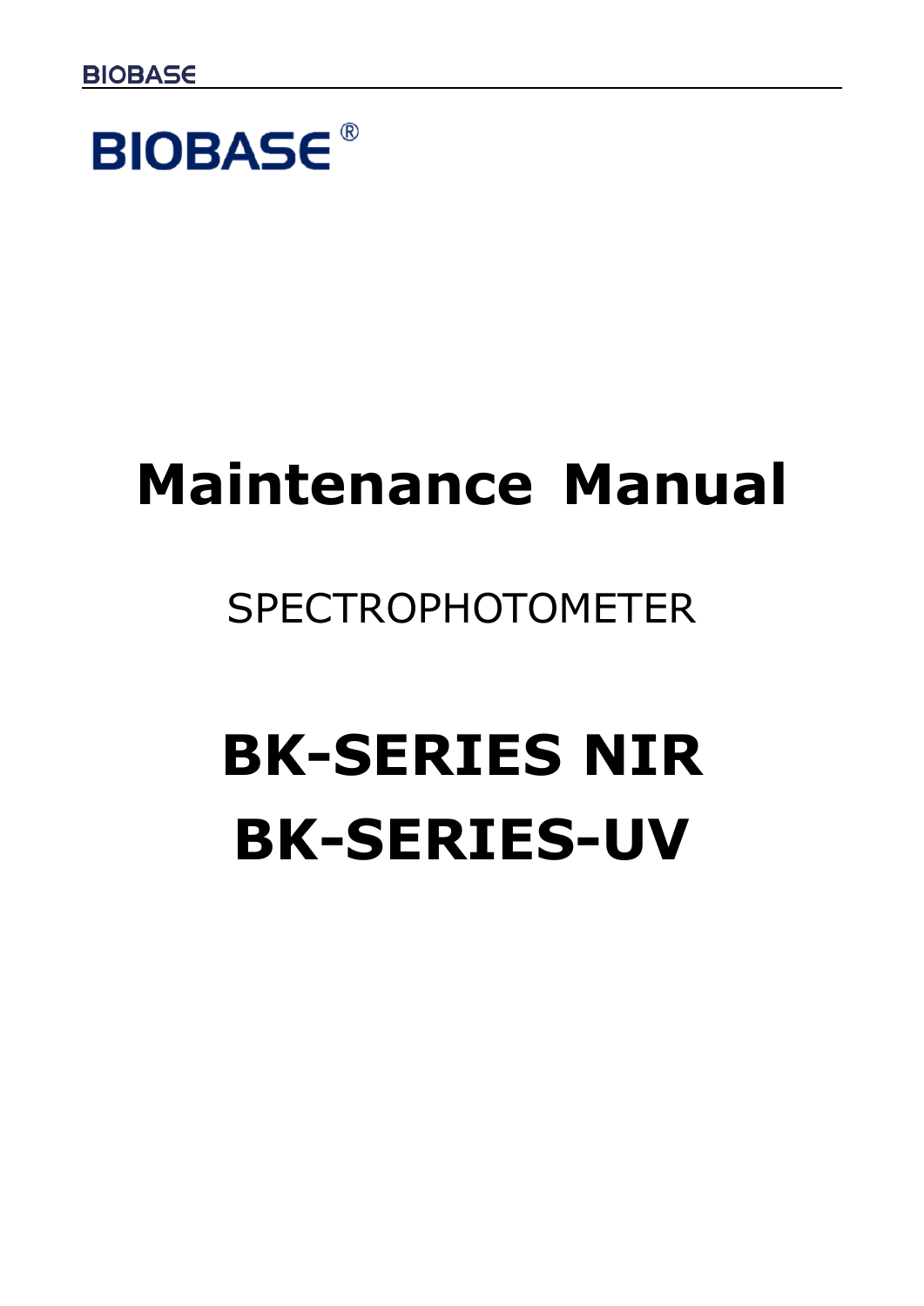**BIOBASE®**

# Maintenance Manual

SPECTROPHOTOMETER

# BK-SERIES NIR
# BK-SERIES-UV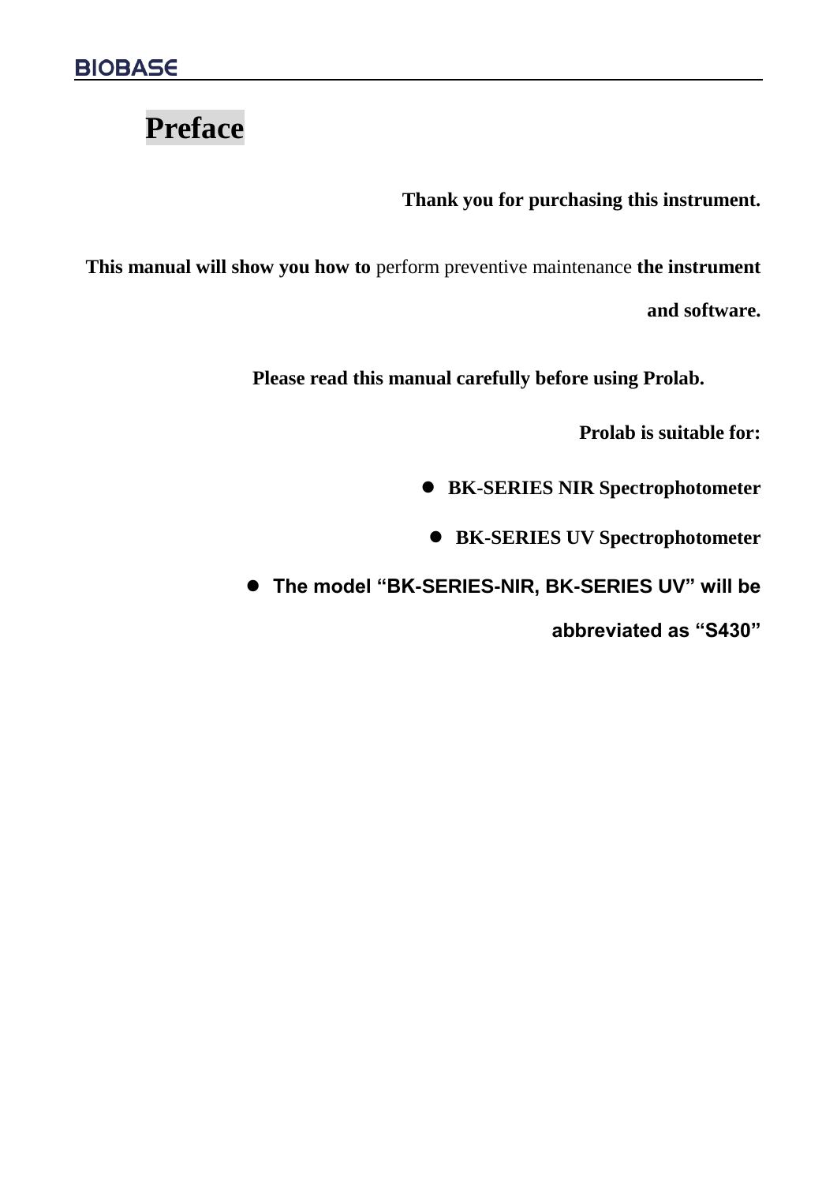# Preface

**Thank you for purchasing this instrument.**

**This manual will show you how to** perform preventive maintenance **the instrument and software.**

**Please read this manual carefully before using Prolab.**

**Prolab is suitable for:**

- **BK-SERIES NIR Spectrophotometer**
- **BK-SERIES UV Spectrophotometer**
- **The model "BK-SERIES-NIR, BK-SERIES UV" will be abbreviated as "S430"**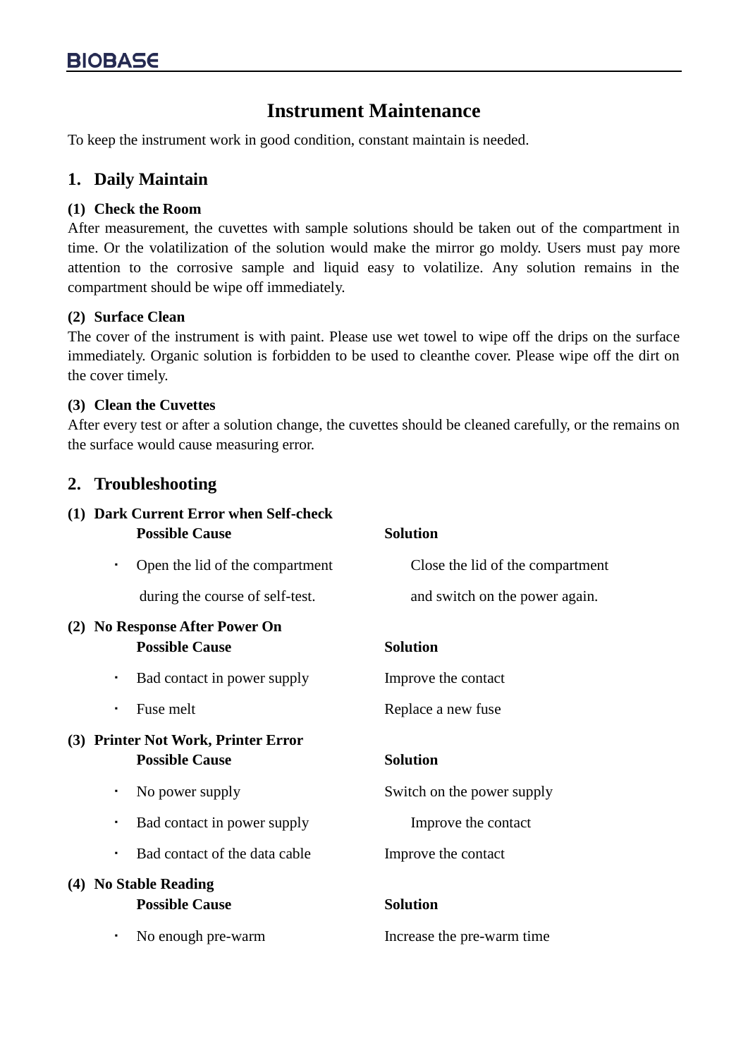# Instrument Maintenance

To keep the instrument work in good condition, constant maintain is needed.

## 1. Daily Maintain

### (1) Check the Room

After measurement, the cuvettes with sample solutions should be taken out of the compartment in time. Or the volatilization of the solution would make the mirror go moldy. Users must pay more attention to the corrosive sample and liquid easy to volatilize. Any solution remains in the compartment should be wipe off immediately.

### (2) Surface Clean

The cover of the instrument is with paint. Please use wet towel to wipe off the drips on the surface immediately. Organic solution is forbidden to be used to cleanthe cover. Please wipe off the dirt on the cover timely.

### (3) Clean the Cuvettes

After every test or after a solution change, the cuvettes should be cleaned carefully, or the remains on the surface would cause measuring error.

## 2. Troubleshooting

### (1) Dark Current Error when Self-check

| Possible Cause | Solution |
|---|---|
| Open the lid of the compartment during the course of self-test. | Close the lid of the compartment and switch on the power again. |

### (2) No Response After Power On

| Possible Cause | Solution |
|---|---|
| Bad contact in power supply | Improve the contact |
| Fuse melt | Replace a new fuse |

### (3) Printer Not Work, Printer Error

| Possible Cause | Solution |
|---|---|
| No power supply | Switch on the power supply |
| Bad contact in power supply | Improve the contact |
| Bad contact of the data cable | Improve the contact |

### (4) No Stable Reading

| Possible Cause | Solution |
|---|---|
| No enough pre-warm | Increase the pre-warm time |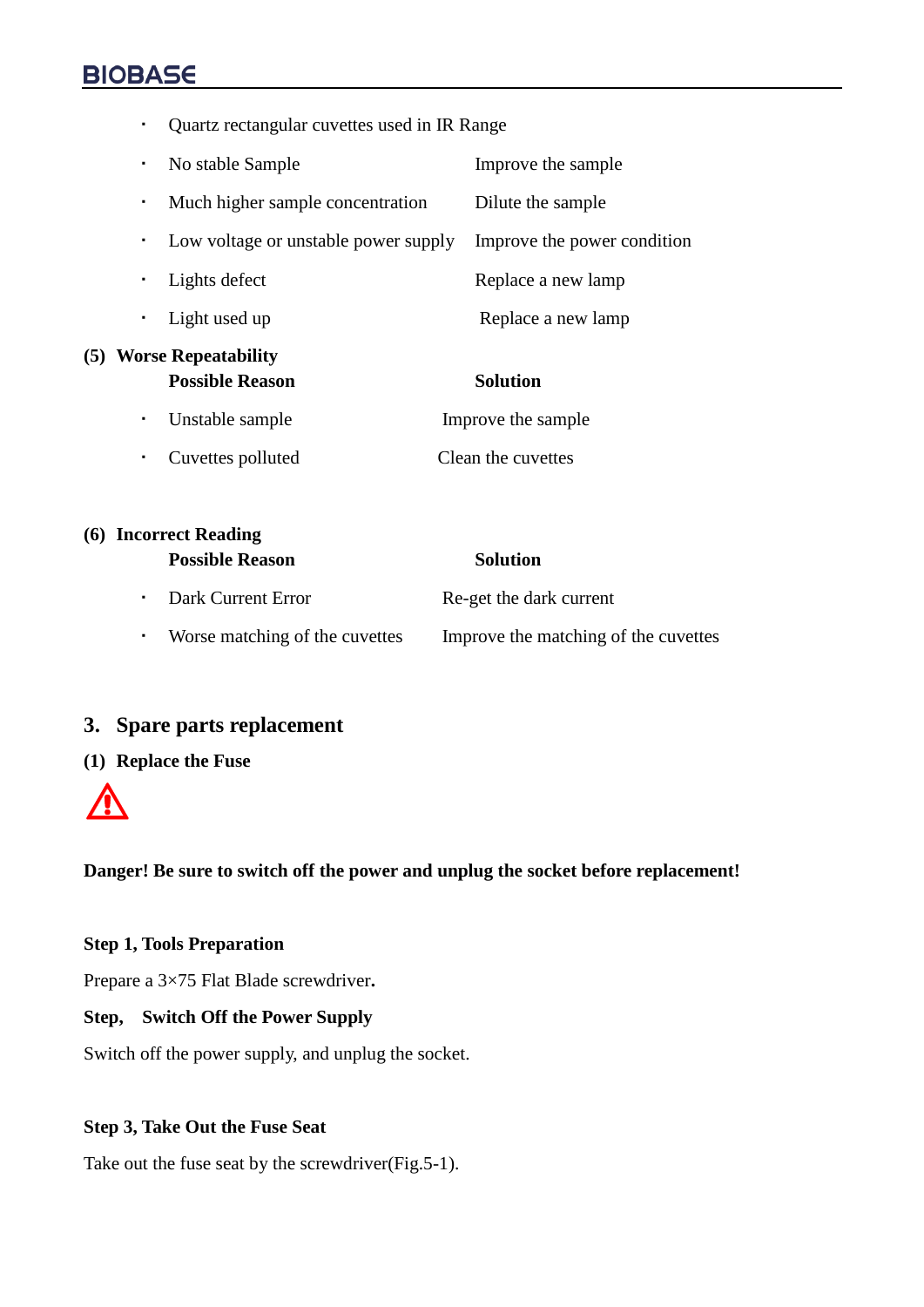- Quartz rectangular cuvettes used in IR Range

| | |
|---|---|
| No stable Sample | Improve the sample |
| Much higher sample concentration | Dilute the sample |
| Low voltage or unstable power supply | Improve the power condition |
| Lights defect | Replace a new lamp |
| Light used up | Replace a new lamp |

**(5) Worse Repeatability**

| Possible Reason | Solution |
|---|---|
| Unstable sample | Improve the sample |
| Cuvettes polluted | Clean the cuvettes |

**(6) Incorrect Reading**

| Possible Reason | Solution |
|---|---|
| Dark Current Error | Re-get the dark current |
| Worse matching of the cuvettes | Improve the matching of the cuvettes |

## 3. Spare parts replacement

### (1) Replace the Fuse

⚠

**Danger! Be sure to switch off the power and unplug the socket before replacement!**

**Step 1, Tools Preparation**

Prepare a 3×75 Flat Blade screwdriver**.**

**Step, Switch Off the Power Supply**

Switch off the power supply, and unplug the socket.

**Step 3, Take Out the Fuse Seat**

Take out the fuse seat by the screwdriver(Fig.5-1).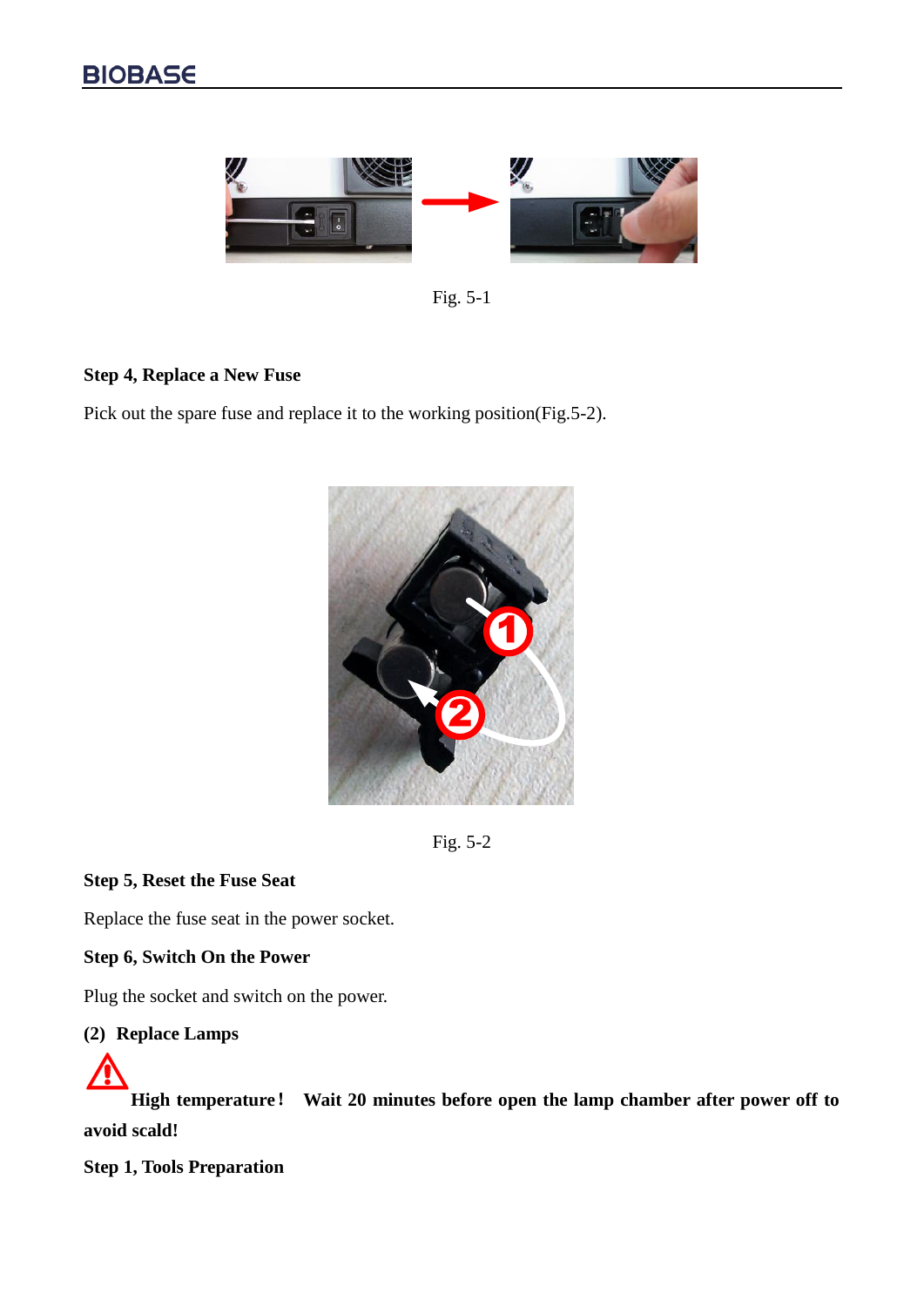Fig. 5-1

**Step 4, Replace a New Fuse**

Pick out the spare fuse and replace it to the working position(Fig.5-2).

Fig. 5-2

**Step 5, Reset the Fuse Seat**

Replace the fuse seat in the power socket.

**Step 6, Switch On the Power**

Plug the socket and switch on the power.

**(2) Replace Lamps**

⚠ **High temperature! Wait 20 minutes before open the lamp chamber after power off to avoid scald!**

**Step 1, Tools Preparation**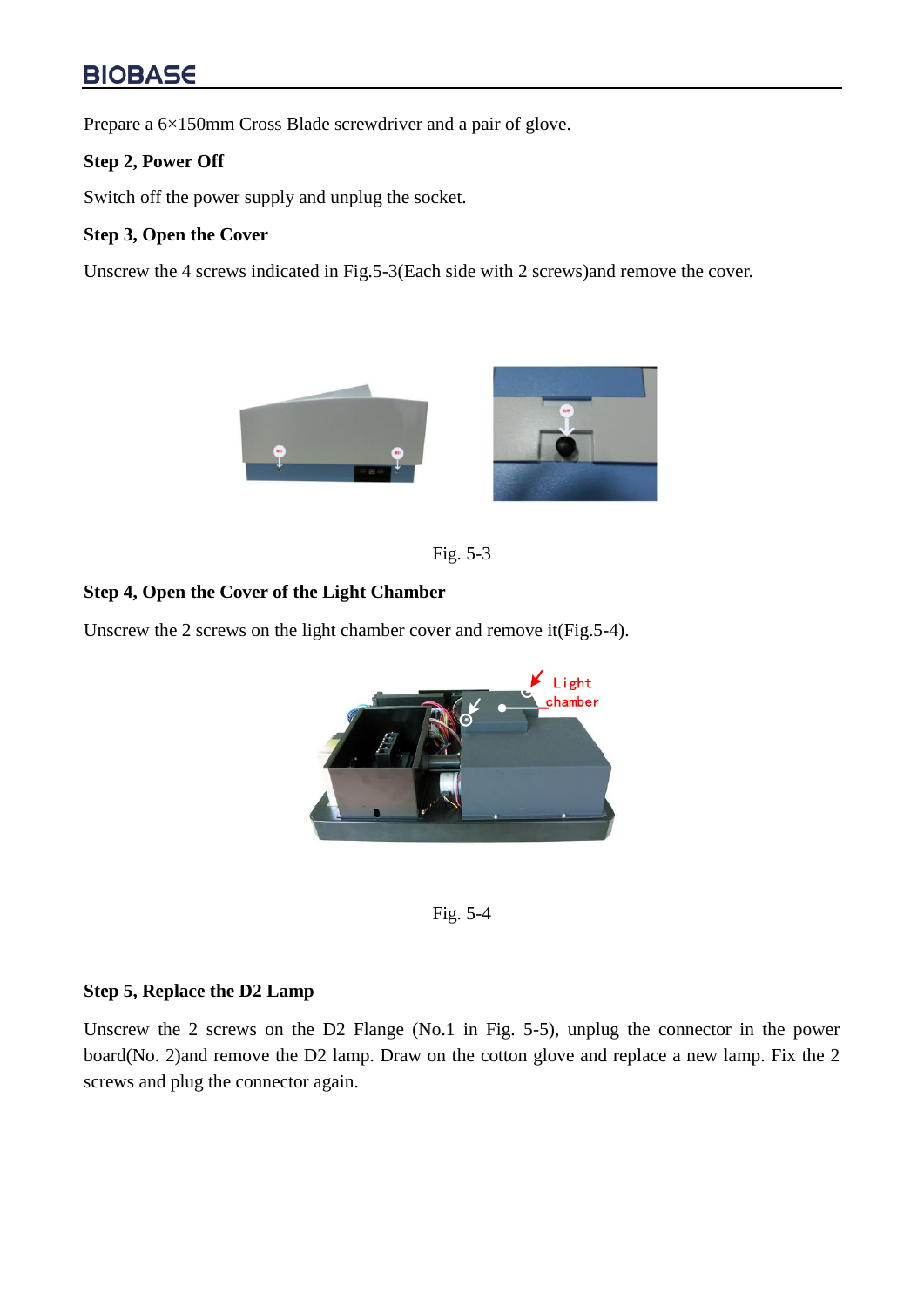Prepare a 6×150mm Cross Blade screwdriver and a pair of glove.

**Step 2, Power Off**

Switch off the power supply and unplug the socket.

**Step 3, Open the Cover**

Unscrew the 4 screws indicated in Fig.5-3(Each side with 2 screws)and remove the cover.

Fig. 5-3

**Step 4, Open the Cover of the Light Chamber**

Unscrew the 2 screws on the light chamber cover and remove it(Fig.5-4).

Fig. 5-4

**Step 5, Replace the D2 Lamp**

Unscrew the 2 screws on the D2 Flange (No.1 in Fig. 5-5), unplug the connector in the power board(No. 2)and remove the D2 lamp. Draw on the cotton glove and replace a new lamp. Fix the 2 screws and plug the connector again.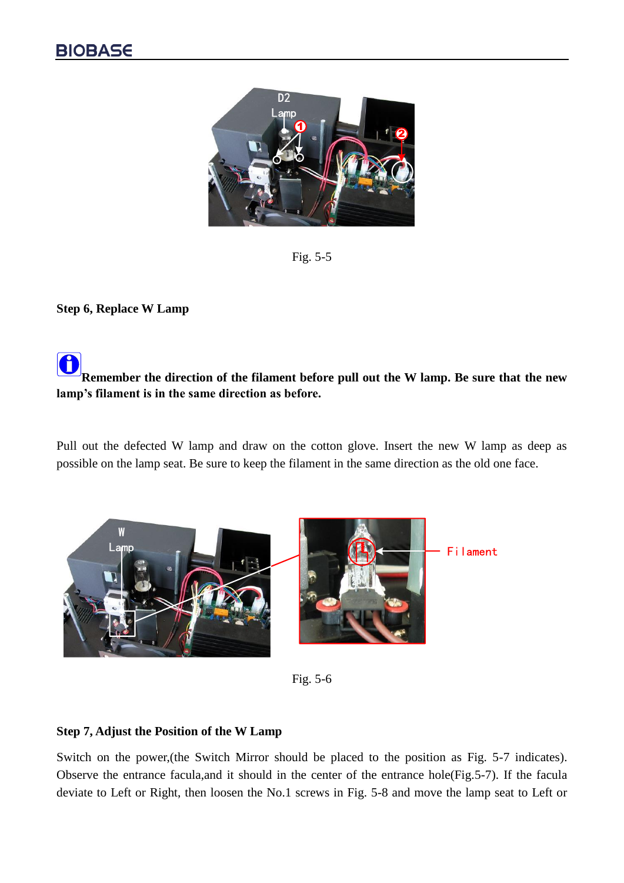Fig. 5-5

**Step 6, Replace W Lamp**

**Remember the direction of the filament before pull out the W lamp. Be sure that the new lamp's filament is in the same direction as before.**

Pull out the defected W lamp and draw on the cotton glove. Insert the new W lamp as deep as possible on the lamp seat. Be sure to keep the filament in the same direction as the old one face.

Fig. 5-6

**Step 7, Adjust the Position of the W Lamp**

Switch on the power,(the Switch Mirror should be placed to the position as Fig. 5-7 indicates). Observe the entrance facula,and it should in the center of the entrance hole(Fig.5-7). If the facula deviate to Left or Right, then loosen the No.1 screws in Fig. 5-8 and move the lamp seat to Left or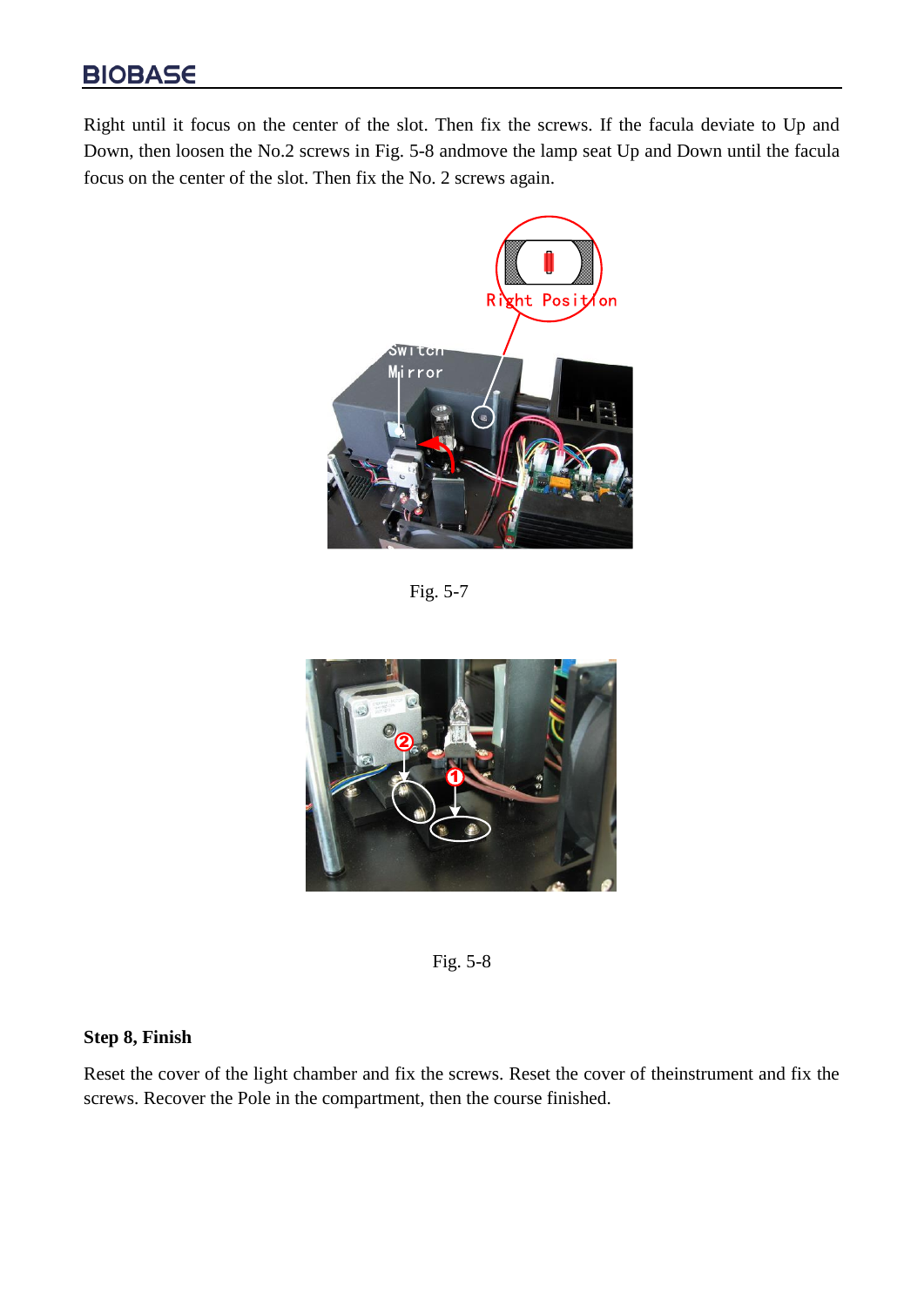Right until it focus on the center of the slot. Then fix the screws. If the facula deviate to Up and Down, then loosen the No.2 screws in Fig. 5-8 andmove the lamp seat Up and Down until the facula focus on the center of the slot. Then fix the No. 2 screws again.

Fig. 5-7

Fig. 5-8

**Step 8, Finish**

Reset the cover of the light chamber and fix the screws. Reset the cover of theinstrument and fix the screws. Recover the Pole in the compartment, then the course finished.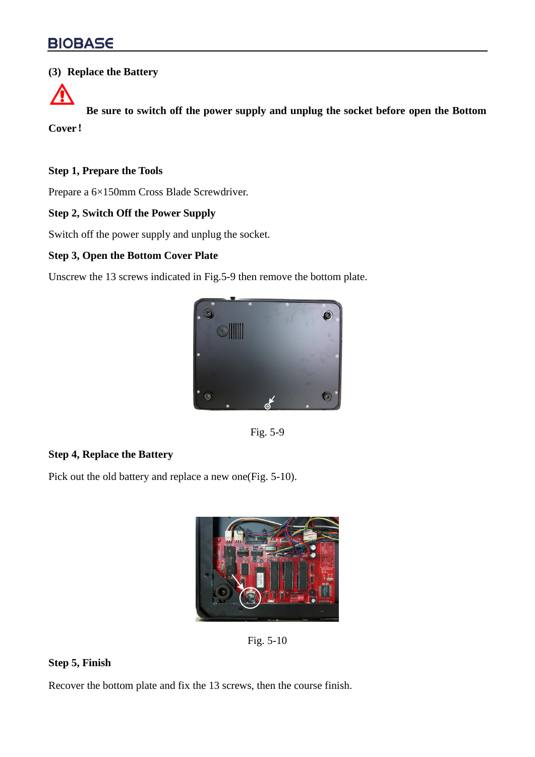### (3) Replace the Battery

⚠ **Be sure to switch off the power supply and unplug the socket before open the Bottom Cover!**

**Step 1, Prepare the Tools**

Prepare a 6×150mm Cross Blade Screwdriver.

**Step 2, Switch Off the Power Supply**

Switch off the power supply and unplug the socket.

**Step 3, Open the Bottom Cover Plate**

Unscrew the 13 screws indicated in Fig.5-9 then remove the bottom plate.

Fig. 5-9

**Step 4, Replace the Battery**

Pick out the old battery and replace a new one(Fig. 5-10).

Fig. 5-10

**Step 5, Finish**

Recover the bottom plate and fix the 13 screws, then the course finish.